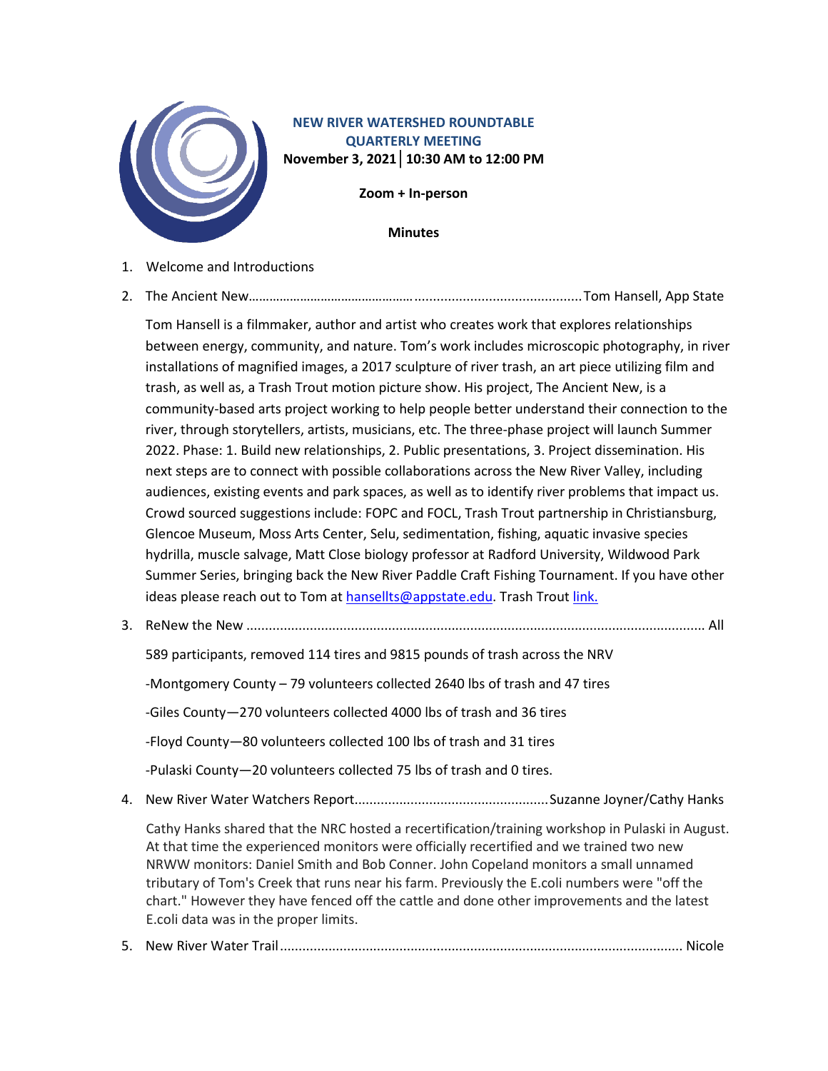# NEW RIVER WATERSHED ROUNDTABLE
## QUARTERLY MEETING

**November 3, 2021 | 10:30 AM to 12:00 PM**

**Zoom + In-person**

**Minutes**

1. Welcome and Introductions

2. The Ancient New……………………………………………………………………………………Tom Hansell, App State

   Tom Hansell is a filmmaker, author and artist who creates work that explores relationships between energy, community, and nature. Tom's work includes microscopic photography, in river installations of magnified images, a 2017 sculpture of river trash, an art piece utilizing film and trash, as well as, a Trash Trout motion picture show. His project, The Ancient New, is a community-based arts project working to help people better understand their connection to the river, through storytellers, artists, musicians, etc. The three-phase project will launch Summer 2022. Phase: 1. Build new relationships, 2. Public presentations, 3. Project dissemination. His next steps are to connect with possible collaborations across the New River Valley, including audiences, existing events and park spaces, as well as to identify river problems that impact us. Crowd sourced suggestions include: FOPC and FOCL, Trash Trout partnership in Christiansburg, Glencoe Museum, Moss Arts Center, Selu, sedimentation, fishing, aquatic invasive species hydrilla, muscle salvage, Matt Close biology professor at Radford University, Wildwood Park Summer Series, bringing back the New River Paddle Craft Fishing Tournament. If you have other ideas please reach out to Tom at hansellts@appstate.edu. Trash Trout link.

3. ReNew the New ……………………………………………………………………………………………………… All

   589 participants, removed 114 tires and 9815 pounds of trash across the NRV

   -Montgomery County – 79 volunteers collected 2640 lbs of trash and 47 tires

   -Giles County—270 volunteers collected 4000 lbs of trash and 36 tires

   -Floyd County—80 volunteers collected 100 lbs of trash and 31 tires

   -Pulaski County—20 volunteers collected 75 lbs of trash and 0 tires.

4. New River Water Watchers Report……………………………………………Suzanne Joyner/Cathy Hanks

   Cathy Hanks shared that the NRC hosted a recertification/training workshop in Pulaski in August. At that time the experienced monitors were officially recertified and we trained two new NRWW monitors: Daniel Smith and Bob Conner. John Copeland monitors a small unnamed tributary of Tom's Creek that runs near his farm. Previously the E.coli numbers were "off the chart." However they have fenced off the cattle and done other improvements and the latest E.coli data was in the proper limits.

5. New River Water Trail……………………………………………………………………………………………… Nicole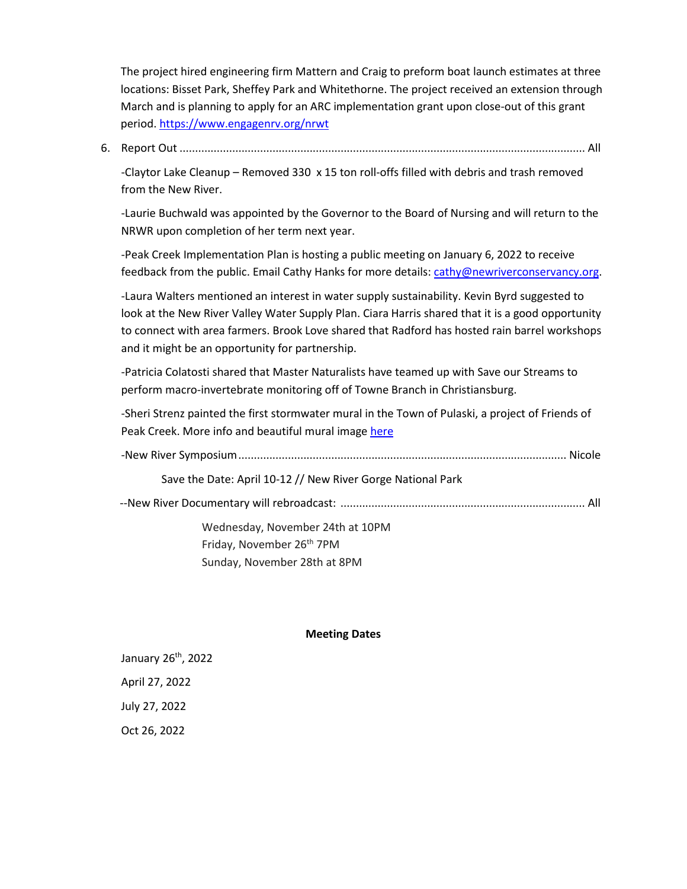The project hired engineering firm Mattern and Craig to preform boat launch estimates at three locations: Bisset Park, Sheffey Park and Whitethorne. The project received an extension through March and is planning to apply for an ARC implementation grant upon close-out of this grant period. [https://www.engagenrv.org/nrwt](https://www.engagenrv.org/nrwt)

6. Report Out ............................................................................................................................. All

   -Claytor Lake Cleanup – Removed 330 x 15 ton roll-offs filled with debris and trash removed from the New River.

   -Laurie Buchwald was appointed by the Governor to the Board of Nursing and will return to the NRWR upon completion of her term next year.

   -Peak Creek Implementation Plan is hosting a public meeting on January 6, 2022 to receive feedback from the public. Email Cathy Hanks for more details: [cathy@newriverconservancy.org](mailto:cathy@newriverconservancy.org).

   -Laura Walters mentioned an interest in water supply sustainability. Kevin Byrd suggested to look at the New River Valley Water Supply Plan. Ciara Harris shared that it is a good opportunity to connect with area farmers. Brook Love shared that Radford has hosted rain barrel workshops and it might be an opportunity for partnership.

   -Patricia Colatosti shared that Master Naturalists have teamed up with Save our Streams to perform macro-invertebrate monitoring off of Towne Branch in Christiansburg.

   -Sheri Strenz painted the first stormwater mural in the Town of Pulaski, a project of Friends of Peak Creek. More info and beautiful mural image here

   -New River Symposium ........................................................................................................ Nicole

   Save the Date: April 10-12 // New River Gorge National Park

   --New River Documentary will rebroadcast: ............................................................................ All

   Wednesday, November 24th at 10PM
   Friday, November 26th 7PM
   Sunday, November 28th at 8PM

**Meeting Dates**

January 26th, 2022

April 27, 2022

July 27, 2022

Oct 26, 2022